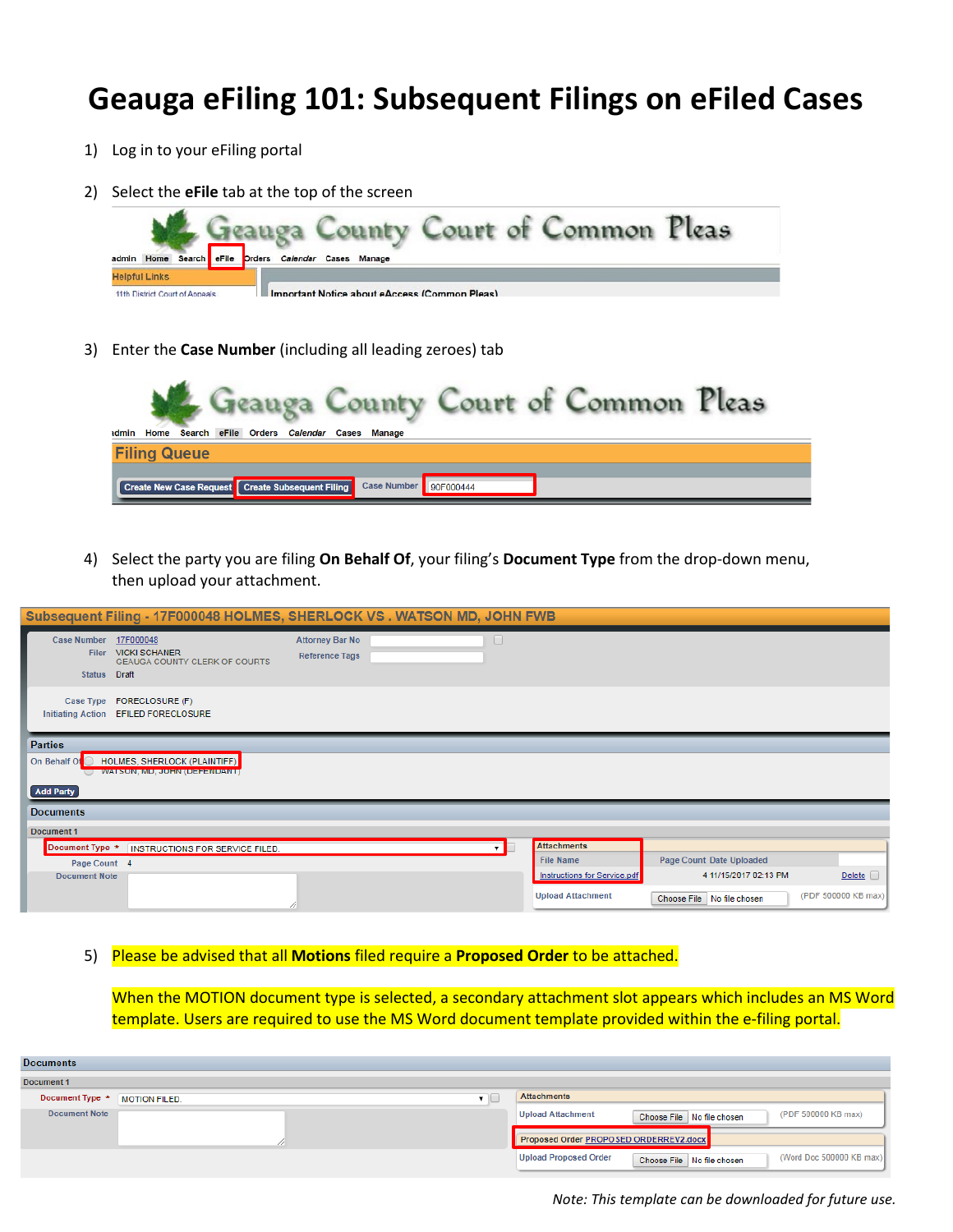# Geauga eFiling 101: Subsequent Filings on eFiled Cases

1) Log in to your eFiling portal

2) Select the **eFile** tab at the top of the screen

3) Enter the **Case Number** (including all leading zeroes) tab

4) Select the party you are filing **On Behalf Of**, your filing's **Document Type** from the drop-down menu, then upload your attachment.

5) Please be advised that all **Motions** filed require a **Proposed Order** to be attached.

   When the MOTION document type is selected, a secondary attachment slot appears which includes an MS Word template. Users are required to use the MS Word document template provided within the e-filing portal.

*Note: This template can be downloaded for future use.*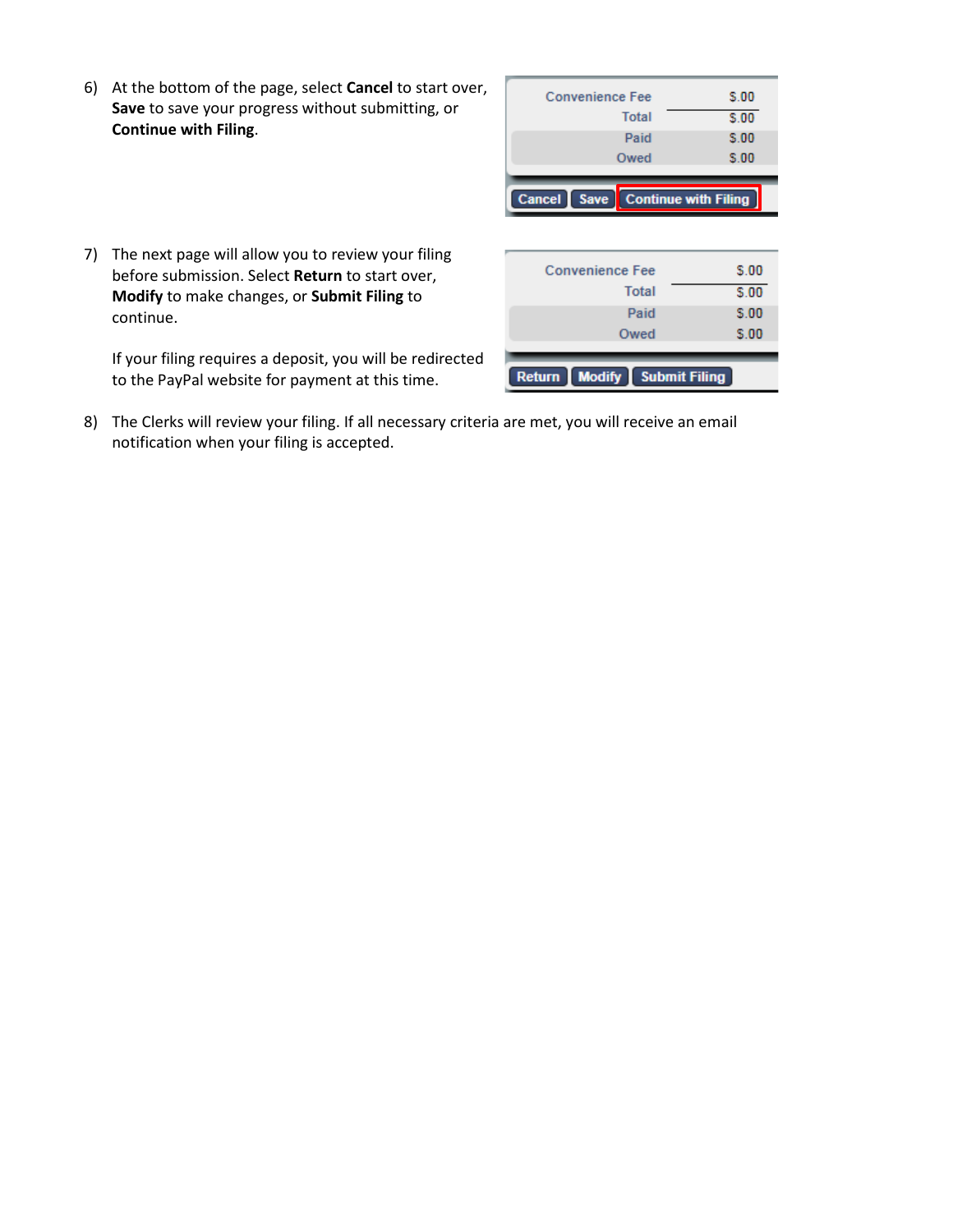6) At the bottom of the page, select **Cancel** to start over, **Save** to save your progress without submitting, or **Continue with Filing**.

| | |
| --- | --- |
| Convenience Fee | $.00 |
| Total | $.00 |
| Paid | $.00 |
| Owed | $.00 |

Cancel | Save | Continue with Filing

7) The next page will allow you to review your filing before submission. Select **Return** to start over, **Modify** to make changes, or **Submit Filing** to continue.

   If your filing requires a deposit, you will be redirected to the PayPal website for payment at this time.

| | |
| --- | --- |
| Convenience Fee | $.00 |
| Total | $.00 |
| Paid | $.00 |
| Owed | $.00 |

Return | Modify | Submit Filing

8) The Clerks will review your filing. If all necessary criteria are met, you will receive an email notification when your filing is accepted.